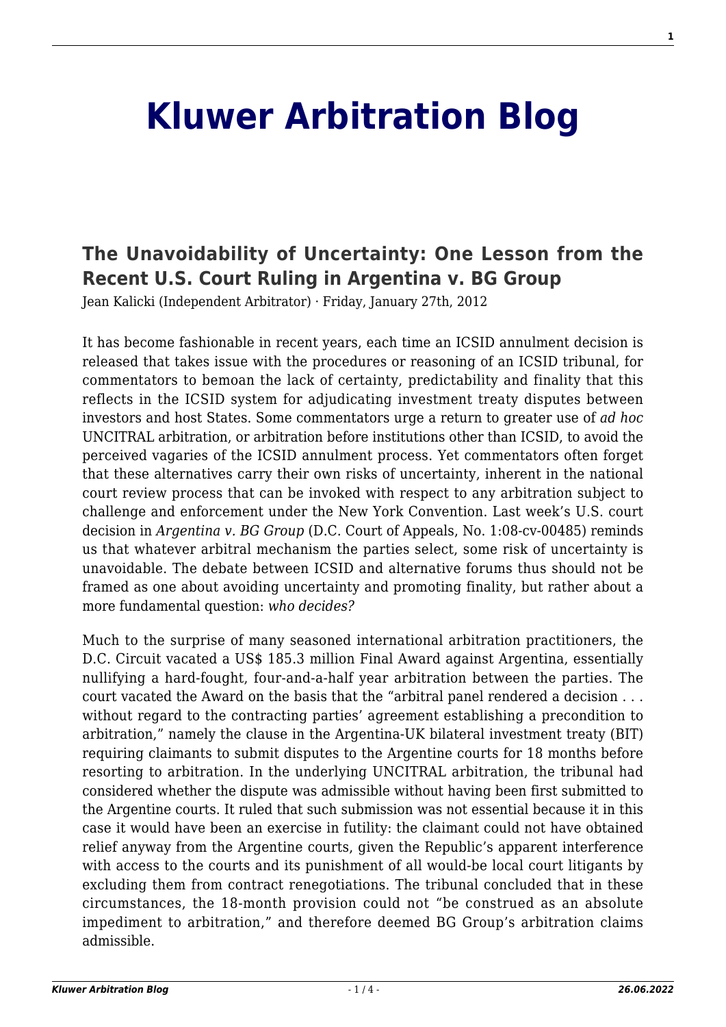# Kluwer Arbitration Blog

## The Unavoidability of Uncertainty: One Lesson from the Recent U.S. Court Ruling in Argentina v. BG Group

Jean Kalicki (Independent Arbitrator) · Friday, January 27th, 2012

It has become fashionable in recent years, each time an ICSID annulment decision is released that takes issue with the procedures or reasoning of an ICSID tribunal, for commentators to bemoan the lack of certainty, predictability and finality that this reflects in the ICSID system for adjudicating investment treaty disputes between investors and host States. Some commentators urge a return to greater use of *ad hoc* UNCITRAL arbitration, or arbitration before institutions other than ICSID, to avoid the perceived vagaries of the ICSID annulment process. Yet commentators often forget that these alternatives carry their own risks of uncertainty, inherent in the national court review process that can be invoked with respect to any arbitration subject to challenge and enforcement under the New York Convention. Last week's U.S. court decision in *Argentina v. BG Group* (D.C. Court of Appeals, No. 1:08-cv-00485) reminds us that whatever arbitral mechanism the parties select, some risk of uncertainty is unavoidable. The debate between ICSID and alternative forums thus should not be framed as one about avoiding uncertainty and promoting finality, but rather about a more fundamental question: *who decides?*

Much to the surprise of many seasoned international arbitration practitioners, the D.C. Circuit vacated a US$ 185.3 million Final Award against Argentina, essentially nullifying a hard-fought, four-and-a-half year arbitration between the parties. The court vacated the Award on the basis that the "arbitral panel rendered a decision . . . without regard to the contracting parties' agreement establishing a precondition to arbitration," namely the clause in the Argentina-UK bilateral investment treaty (BIT) requiring claimants to submit disputes to the Argentine courts for 18 months before resorting to arbitration. In the underlying UNCITRAL arbitration, the tribunal had considered whether the dispute was admissible without having been first submitted to the Argentine courts. It ruled that such submission was not essential because it in this case it would have been an exercise in futility: the claimant could not have obtained relief anyway from the Argentine courts, given the Republic's apparent interference with access to the courts and its punishment of all would-be local court litigants by excluding them from contract renegotiations. The tribunal concluded that in these circumstances, the 18-month provision could not "be construed as an absolute impediment to arbitration," and therefore deemed BG Group's arbitration claims admissible.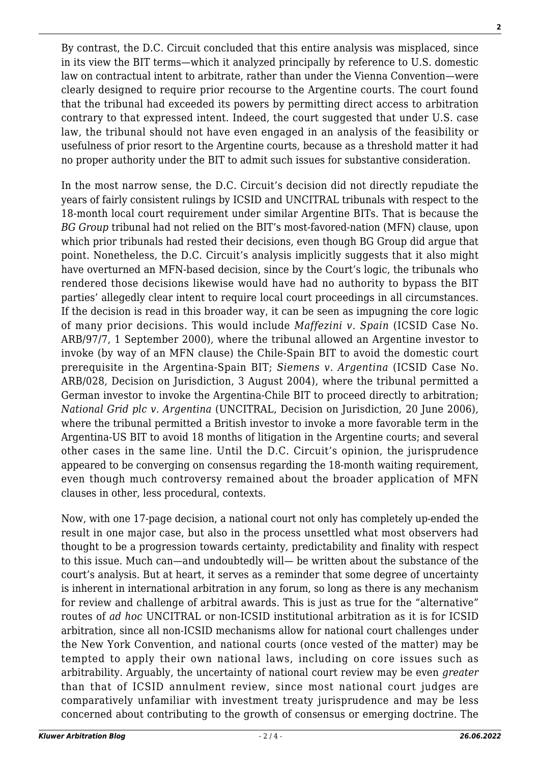By contrast, the D.C. Circuit concluded that this entire analysis was misplaced, since in its view the BIT terms—which it analyzed principally by reference to U.S. domestic law on contractual intent to arbitrate, rather than under the Vienna Convention—were clearly designed to require prior recourse to the Argentine courts. The court found that the tribunal had exceeded its powers by permitting direct access to arbitration contrary to that expressed intent. Indeed, the court suggested that under U.S. case law, the tribunal should not have even engaged in an analysis of the feasibility or usefulness of prior resort to the Argentine courts, because as a threshold matter it had no proper authority under the BIT to admit such issues for substantive consideration.

In the most narrow sense, the D.C. Circuit's decision did not directly repudiate the years of fairly consistent rulings by ICSID and UNCITRAL tribunals with respect to the 18-month local court requirement under similar Argentine BITs. That is because the *BG Group* tribunal had not relied on the BIT's most-favored-nation (MFN) clause, upon which prior tribunals had rested their decisions, even though BG Group did argue that point. Nonetheless, the D.C. Circuit's analysis implicitly suggests that it also might have overturned an MFN-based decision, since by the Court's logic, the tribunals who rendered those decisions likewise would have had no authority to bypass the BIT parties' allegedly clear intent to require local court proceedings in all circumstances. If the decision is read in this broader way, it can be seen as impugning the core logic of many prior decisions. This would include *Maffezini v. Spain* (ICSID Case No. ARB/97/7, 1 September 2000), where the tribunal allowed an Argentine investor to invoke (by way of an MFN clause) the Chile-Spain BIT to avoid the domestic court prerequisite in the Argentina-Spain BIT; *Siemens v. Argentina* (ICSID Case No. ARB/028, Decision on Jurisdiction, 3 August 2004), where the tribunal permitted a German investor to invoke the Argentina-Chile BIT to proceed directly to arbitration; *National Grid plc v. Argentina* (UNCITRAL, Decision on Jurisdiction, 20 June 2006), where the tribunal permitted a British investor to invoke a more favorable term in the Argentina-US BIT to avoid 18 months of litigation in the Argentine courts; and several other cases in the same line. Until the D.C. Circuit's opinion, the jurisprudence appeared to be converging on consensus regarding the 18-month waiting requirement, even though much controversy remained about the broader application of MFN clauses in other, less procedural, contexts.

Now, with one 17-page decision, a national court not only has completely up-ended the result in one major case, but also in the process unsettled what most observers had thought to be a progression towards certainty, predictability and finality with respect to this issue. Much can—and undoubtedly will— be written about the substance of the court's analysis. But at heart, it serves as a reminder that some degree of uncertainty is inherent in international arbitration in any forum, so long as there is any mechanism for review and challenge of arbitral awards. This is just as true for the "alternative" routes of *ad hoc* UNCITRAL or non-ICSID institutional arbitration as it is for ICSID arbitration, since all non-ICSID mechanisms allow for national court challenges under the New York Convention, and national courts (once vested of the matter) may be tempted to apply their own national laws, including on core issues such as arbitrability. Arguably, the uncertainty of national court review may be even *greater* than that of ICSID annulment review, since most national court judges are comparatively unfamiliar with investment treaty jurisprudence and may be less concerned about contributing to the growth of consensus or emerging doctrine. The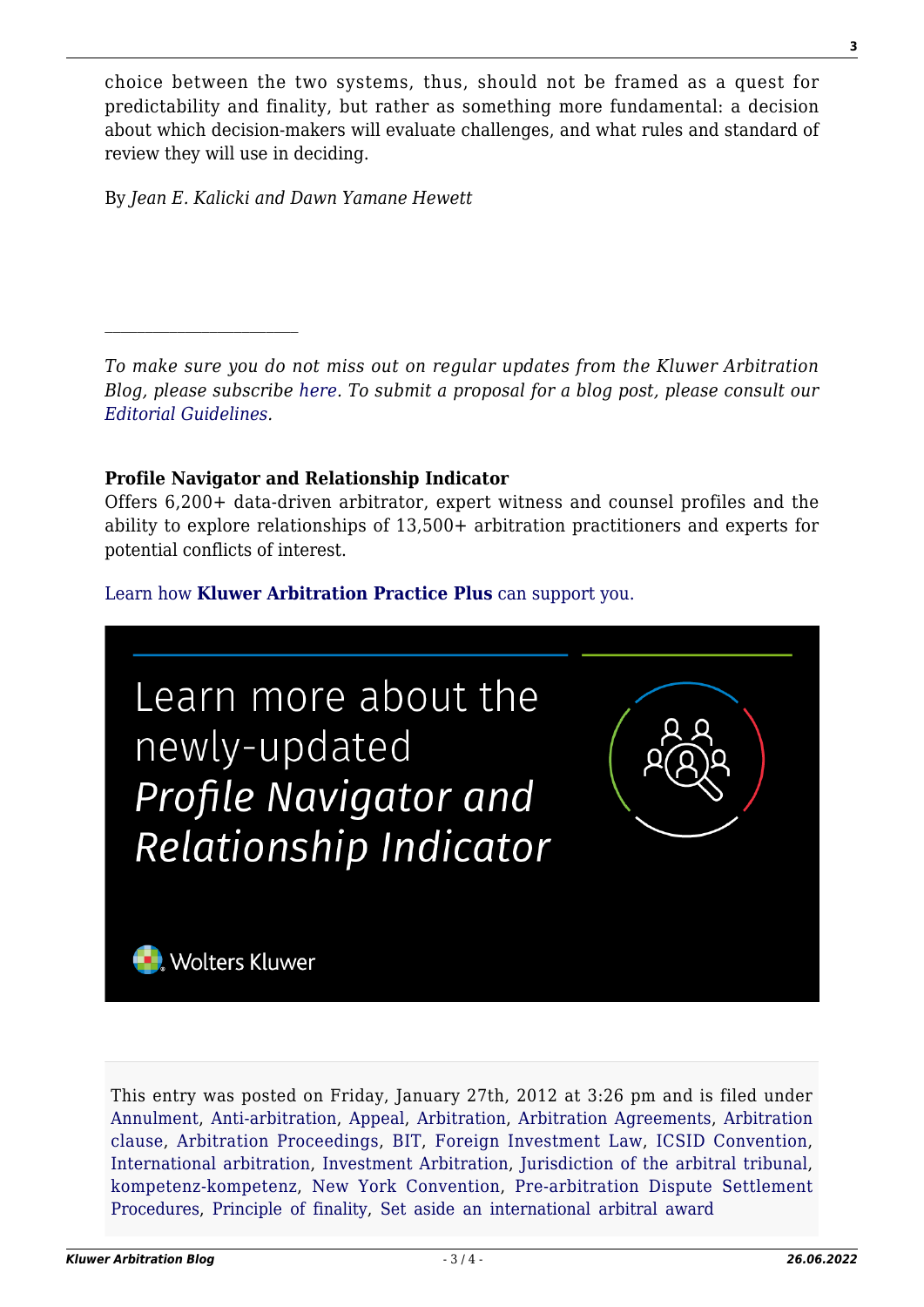choice between the two systems, thus, should not be framed as a quest for predictability and finality, but rather as something more fundamental: a decision about which decision-makers will evaluate challenges, and what rules and standard of review they will use in deciding.

By *Jean E. Kalicki and Dawn Yamane Hewett*

---

*To make sure you do not miss out on regular updates from the Kluwer Arbitration Blog, please subscribe here. To submit a proposal for a blog post, please consult our Editorial Guidelines.*

**Profile Navigator and Relationship Indicator**
Offers 6,200+ data-driven arbitrator, expert witness and counsel profiles and the ability to explore relationships of 13,500+ arbitration practitioners and experts for potential conflicts of interest.

Learn how **Kluwer Arbitration Practice Plus** can support you.

Learn more about the newly-updated *Profile Navigator and Relationship Indicator*

Wolters Kluwer

This entry was posted on Friday, January 27th, 2012 at 3:26 pm and is filed under Annulment, Anti-arbitration, Appeal, Arbitration, Arbitration Agreements, Arbitration clause, Arbitration Proceedings, BIT, Foreign Investment Law, ICSID Convention, International arbitration, Investment Arbitration, Jurisdiction of the arbitral tribunal, kompetenz-kompetenz, New York Convention, Pre-arbitration Dispute Settlement Procedures, Principle of finality, Set aside an international arbitral award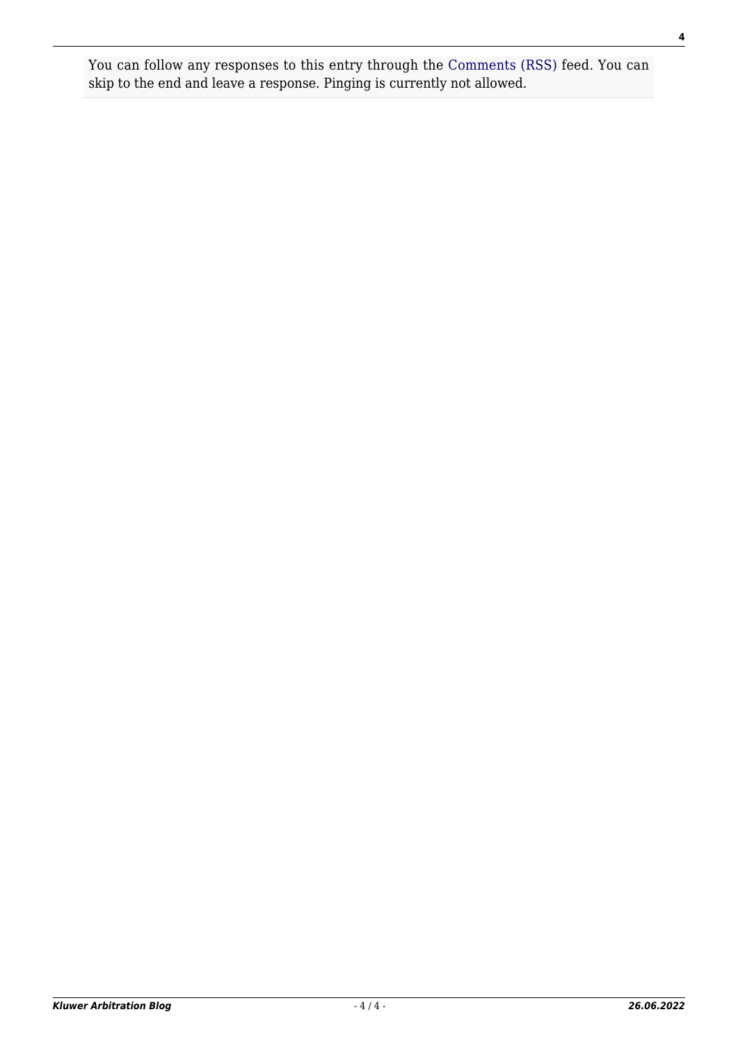You can follow any responses to this entry through the Comments (RSS) feed. You can skip to the end and leave a response. Pinging is currently not allowed.